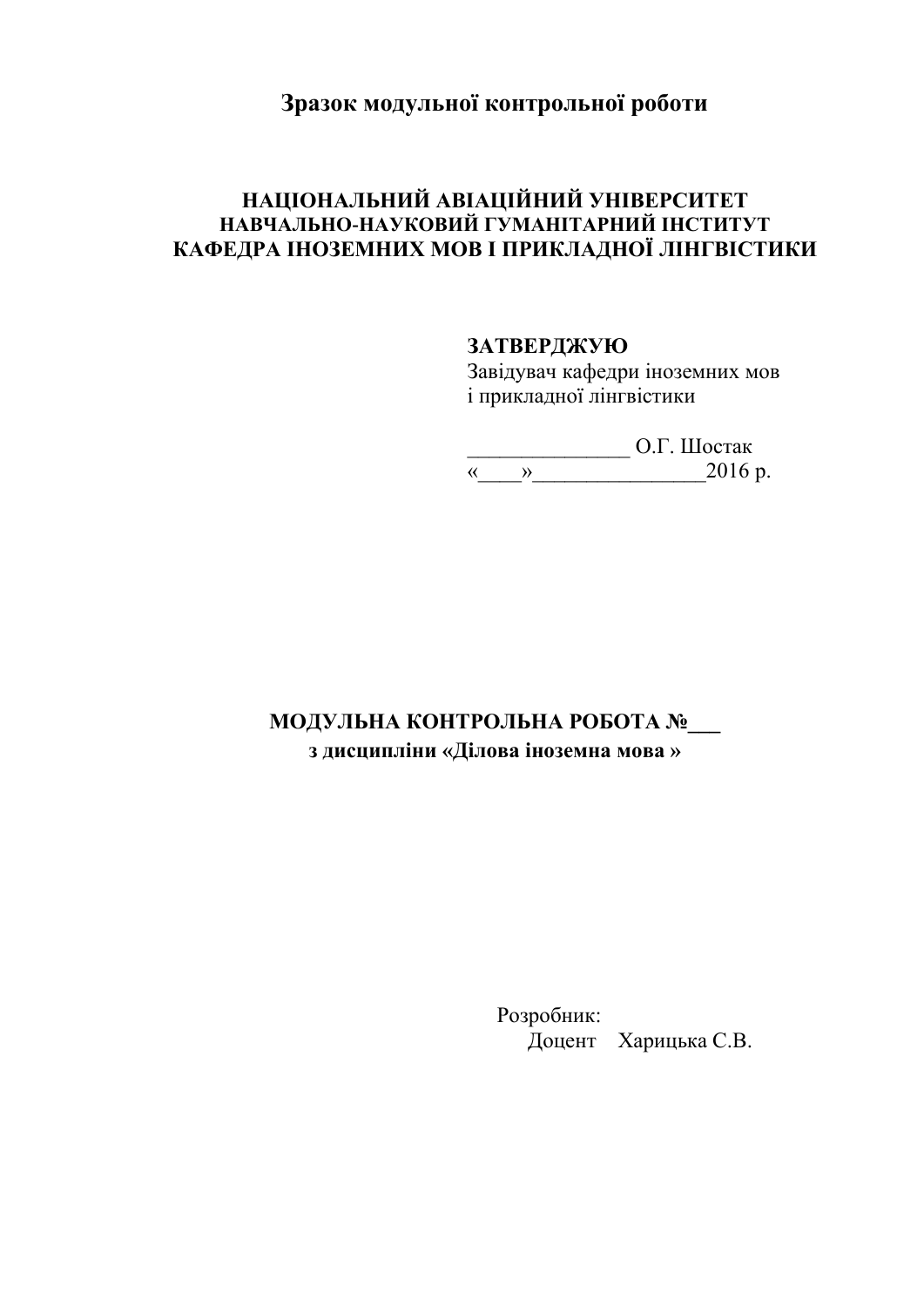# Зразок модульної контрольної роботи

**НАЦІОНАЛЬНИЙ АВІАЦІЙНИЙ УНІВЕРСИТЕТ**
**НАВЧАЛЬНО-НАУКОВИЙ ГУМАНІТАРНИЙ ІНСТИТУТ**
**КАФЕДРА ІНОЗЕМНИХ МОВ І ПРИКЛАДНОЇ ЛІНГВІСТИКИ**

**ЗАТВЕРДЖУЮ**
Завідувач кафедри іноземних мов
і прикладної лінгвістики

_______________ О.Г. Шостак
«____»_______________2016 р.

**МОДУЛЬНА КОНТРОЛЬНА РОБОТА №___**
**з дисципліни «Ділова іноземна мова »**

Розробник:
Доцент Харицька С.В.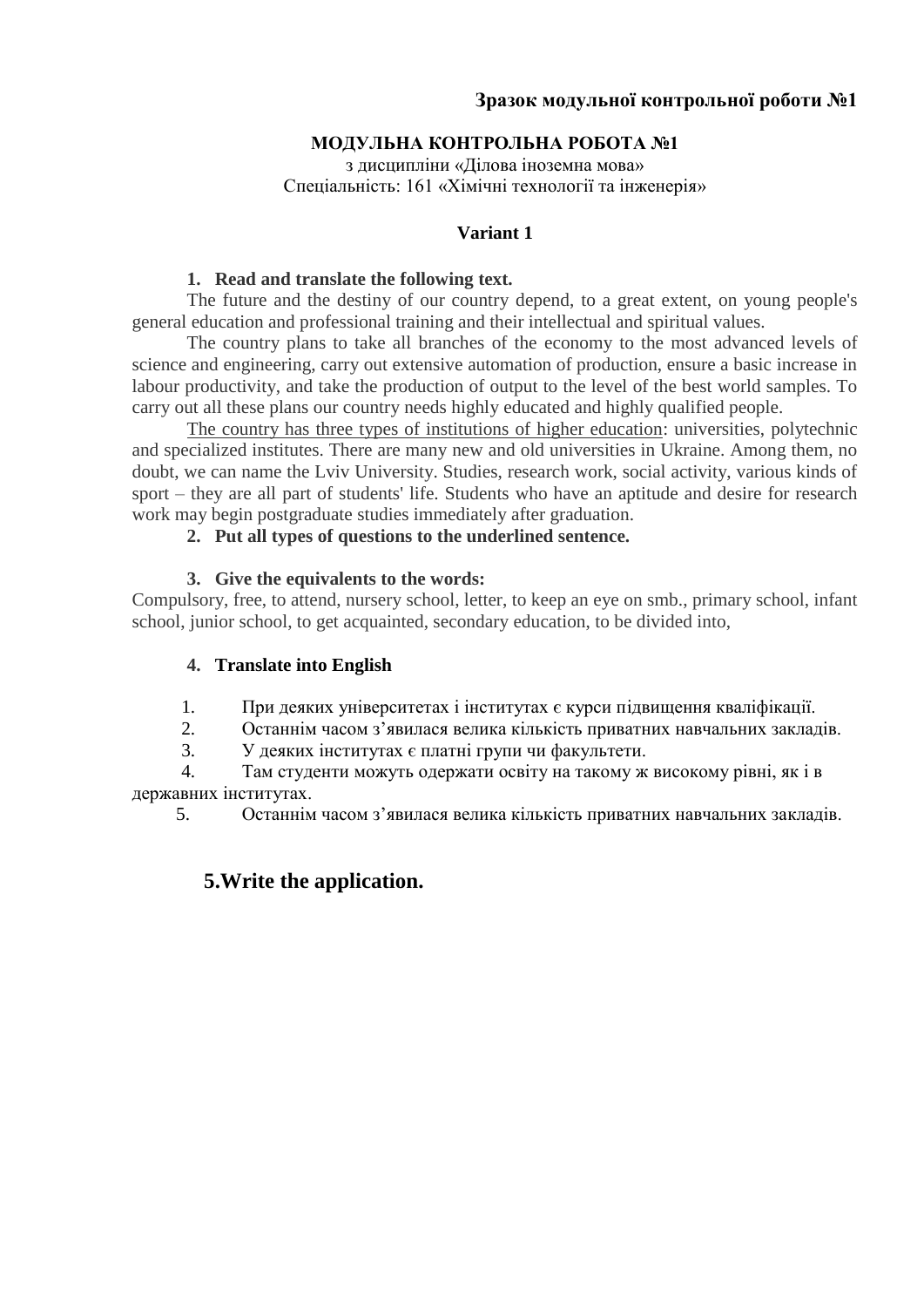**Зразок модульної контрольної роботи №1**

**МОДУЛЬНА КОНТРОЛЬНА РОБОТА №1**

з дисципліни «Ділова іноземна мова»

Спеціальність: 161 «Хімічні технології та інженерія»

**Variant 1**

1. **Read and translate the following text.**

The future and the destiny of our country depend, to a great extent, on young people's general education and professional training and their intellectual and spiritual values.

The country plans to take all branches of the economy to the most advanced levels of science and engineering, carry out extensive automation of production, ensure a basic increase in labour productivity, and take the production of output to the level of the best world samples. To carry out all these plans our country needs highly educated and highly qualified people.

<u>The country has three types of institutions of higher education</u>: universities, polytechnic and specialized institutes. There are many new and old universities in Ukraine. Among them, no doubt, we can name the Lviv University. Studies, research work, social activity, various kinds of sport – they are all part of students' life. Students who have an aptitude and desire for research work may begin postgraduate studies immediately after graduation.

2. **Put all types of questions to the underlined sentence.**

3. **Give the equivalents to the words:**

Compulsory, free, to attend, nursery school, letter, to keep an eye on smb., primary school, infant school, junior school, to get acquainted, secondary education, to be divided into,

4. **Translate into English**

1. При деяких університетах і інститутах є курси підвищення кваліфікації.
2. Останнім часом з'явилася велика кількість приватних навчальних закладів.
3. У деяких інститутах є платні групи чи факультети.
4. Там студенти можуть одержати освіту на такому ж високому рівні, як і в державних інститутах.
5. Останнім часом з'явилася велика кількість приватних навчальних закладів.

**5. Write the application.**